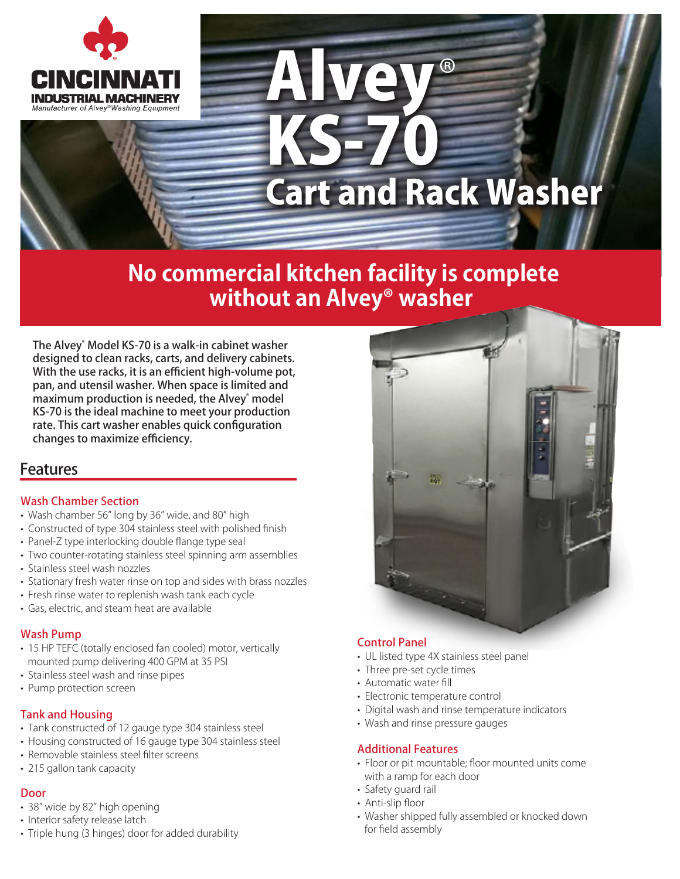CINCINNATI INDUSTRIAL MACHINERY
*Manufacturer of Alvey® Washing Equipment*

# Alvey® KS-70 Cart and Rack Washer

## No commercial kitchen facility is complete without an Alvey® washer

**The Alvey® Model KS-70 is a walk-in cabinet washer designed to clean racks, carts, and delivery cabinets. With the use racks, it is an efficient high-volume pot, pan, and utensil washer. When space is limited and maximum production is needed, the Alvey® model KS-70 is the ideal machine to meet your production rate. This cart washer enables quick configuration changes to maximize efficiency.**

## Features

### Wash Chamber Section

- Wash chamber 56" long by 36" wide, and 80" high
- Constructed of type 304 stainless steel with polished finish
- Panel-Z type interlocking double flange type seal
- Two counter-rotating stainless steel spinning arm assemblies
- Stainless steel wash nozzles
- Stationary fresh water rinse on top and sides with brass nozzles
- Fresh rinse water to replenish wash tank each cycle
- Gas, electric, and steam heat are available

### Wash Pump

- 15 HP TEFC (totally enclosed fan cooled) motor, vertically mounted pump delivering 400 GPM at 35 PSI
- Stainless steel wash and rinse pipes
- Pump protection screen

### Tank and Housing

- Tank constructed of 12 gauge type 304 stainless steel
- Housing constructed of 16 gauge type 304 stainless steel
- Removable stainless steel filter screens
- 215 gallon tank capacity

### Door

- 38" wide by 82" high opening
- Interior safety release latch
- Triple hung (3 hinges) door for added durability

### Control Panel

- UL listed type 4X stainless steel panel
- Three pre-set cycle times
- Automatic water fill
- Electronic temperature control
- Digital wash and rinse temperature indicators
- Wash and rinse pressure gauges

### Additional Features

- Floor or pit mountable; floor mounted units come with a ramp for each door
- Safety guard rail
- Anti-slip floor
- Washer shipped fully assembled or knocked down for field assembly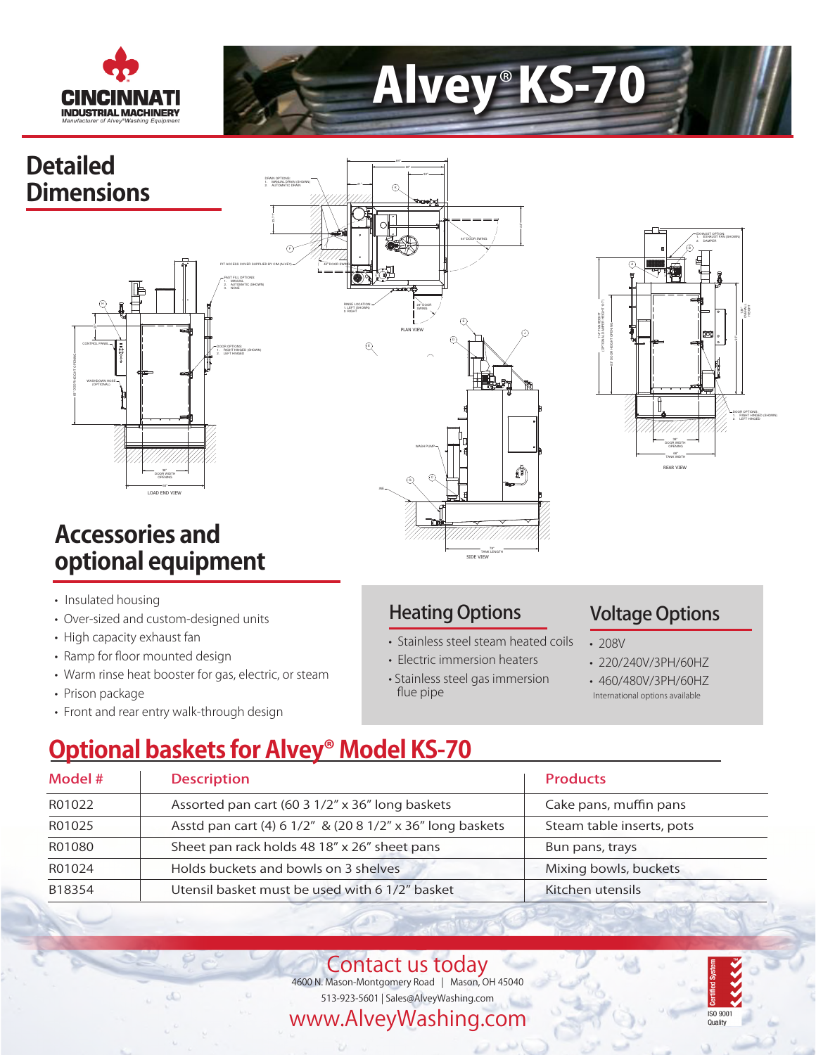CINCINNATI INDUSTRIAL MACHINERY
*Manufacturer of Alvey® Washing Equipment*

# Alvey® KS-70

## Detailed Dimensions

DRAIN OPTIONS:
1. MANUAL DRAIN (SHOWN)
2. AUTOMATIC DRAIN

PIT ACCESS COVER SUPPLIED BY CIM (ALVEY)

FAST FILL OPTIONS:
1. MANUAL
2. AUTOMATIC (SHOWN)
3. NONE

48" DOOR SWING

RINSE LOCATION:
1. LEFT (SHOWN)
2. RIGHT

24" DOOR SWING

PLAN VIEW

CONTROL PANEL

DOOR OPTIONS:
1. RIGHT HINGED (SHOWN)
2. LEFT HINGED

WASHDOWN HOSE (OPTIONAL)

38" DOOR WIDTH OPENING

LOAD END VIEW

WASH PUMP

76" TANK LENGTH

SIDE VIEW

EXHAUST OPTION:
1. EXHAUST FAN (SHOWN)
2. DAMPER

DOOR OPTIONS:
1. RIGHT HINGED (SHOWN)
2. LEFT HINGED

38" DOOR WIDTH OPENING

TANK WIDTH

REAR VIEW

## Accessories and optional equipment

- Insulated housing
- Over-sized and custom-designed units
- High capacity exhaust fan
- Ramp for floor mounted design
- Warm rinse heat booster for gas, electric, or steam
- Prison package
- Front and rear entry walk-through design

## Heating Options

- Stainless steel steam heated coils
- Electric immersion heaters
- Stainless steel gas immersion flue pipe

## Voltage Options

- 208V
- 220/240V/3PH/60HZ
- 460/480V/3PH/60HZ

International options available

## Optional baskets for Alvey® Model KS-70

| Model # | Description | Products |
|---|---|---|
| R01022 | Assorted pan cart (60 3 1/2" x 36" long baskets | Cake pans, muffin pans |
| R01025 | Asstd pan cart (4) 6 1/2" & (20 8 1/2" x 36" long baskets | Steam table inserts, pots |
| R01080 | Sheet pan rack holds 48 18" x 26" sheet pans | Bun pans, trays |
| R01024 | Holds buckets and bowls on 3 shelves | Mixing bowls, buckets |
| B18354 | Utensil basket must be used with 6 1/2" basket | Kitchen utensils |

## Contact us today

4600 N. Mason-Montgomery Road | Mason, OH 45040

513-923-5601 | Sales@AlveyWashing.com

www.AlveyWashing.com

Certified System ISO 9001 Quality